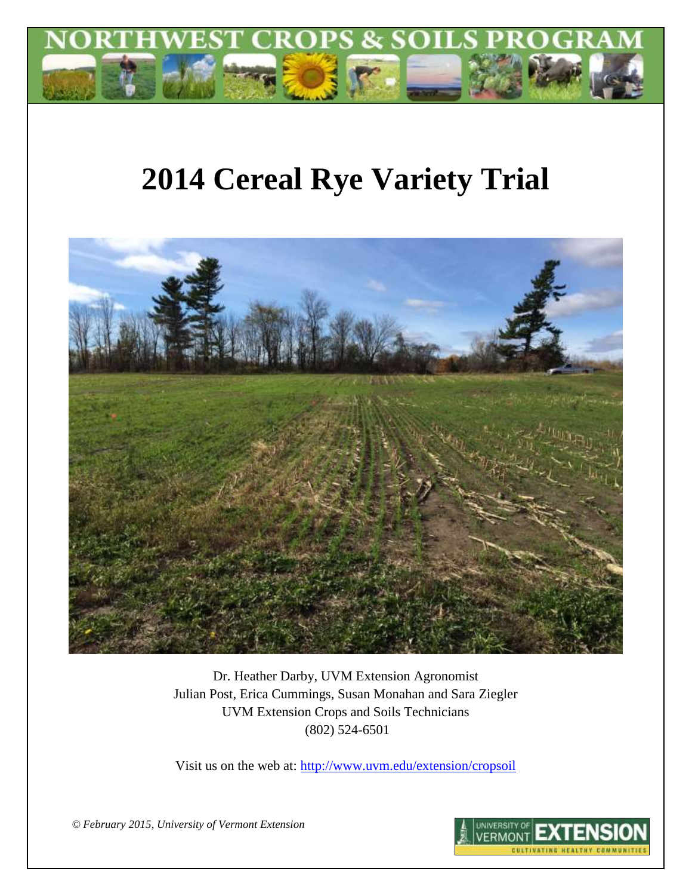NORTHWEST CROPS & SOILS PROGRAM

# 2014 Cereal Rye Variety Trial

Dr. Heather Darby, UVM Extension Agronomist
Julian Post, Erica Cummings, Susan Monahan and Sara Ziegler
UVM Extension Crops and Soils Technicians
(802) 524-6501

Visit us on the web at: http://www.uvm.edu/extension/cropsoil

*© February 2015, University of Vermont Extension*

UNIVERSITY OF VERMONT EXTENSION
CULTIVATING HEALTHY COMMUNITIES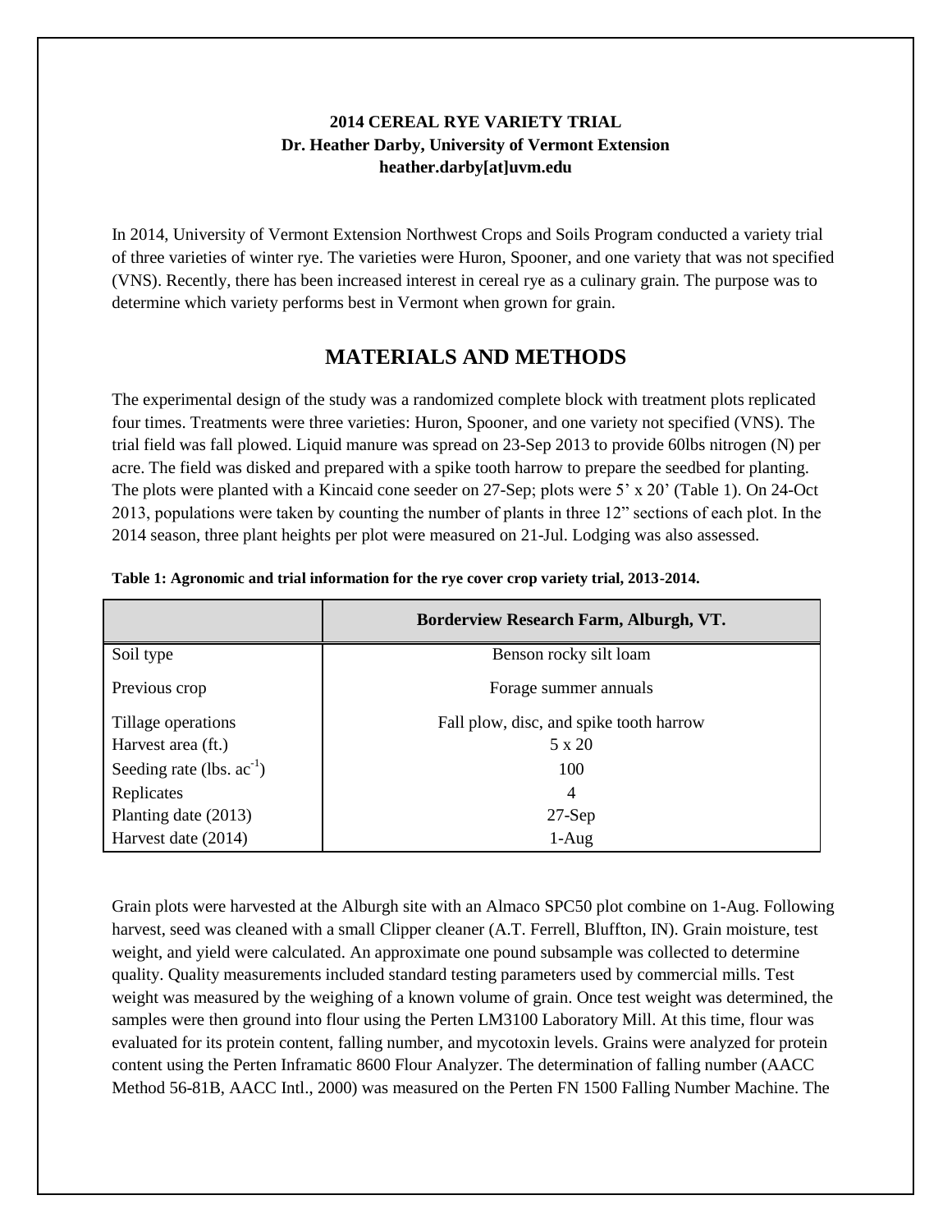**2014 CEREAL RYE VARIETY TRIAL**
**Dr. Heather Darby, University of Vermont Extension**
**heather.darby[at]uvm.edu**

In 2014, University of Vermont Extension Northwest Crops and Soils Program conducted a variety trial of three varieties of winter rye. The varieties were Huron, Spooner, and one variety that was not specified (VNS). Recently, there has been increased interest in cereal rye as a culinary grain. The purpose was to determine which variety performs best in Vermont when grown for grain.

## MATERIALS AND METHODS

The experimental design of the study was a randomized complete block with treatment plots replicated four times. Treatments were three varieties: Huron, Spooner, and one variety not specified (VNS). The trial field was fall plowed. Liquid manure was spread on 23-Sep 2013 to provide 60lbs nitrogen (N) per acre. The field was disked and prepared with a spike tooth harrow to prepare the seedbed for planting. The plots were planted with a Kincaid cone seeder on 27-Sep; plots were 5' x 20' (Table 1). On 24-Oct 2013, populations were taken by counting the number of plants in three 12" sections of each plot. In the 2014 season, three plant heights per plot were measured on 21-Jul. Lodging was also assessed.

**Table 1: Agronomic and trial information for the rye cover crop variety trial, 2013-2014.**

| | Borderview Research Farm, Alburgh, VT. |
|---|---|
| Soil type | Benson rocky silt loam |
| Previous crop | Forage summer annuals |
| Tillage operations | Fall plow, disc, and spike tooth harrow |
| Harvest area (ft.) | 5 x 20 |
| Seeding rate (lbs. $ac^{-1}$) | 100 |
| Replicates | 4 |
| Planting date (2013) | 27-Sep |
| Harvest date (2014) | 1-Aug |

Grain plots were harvested at the Alburgh site with an Almaco SPC50 plot combine on 1-Aug. Following harvest, seed was cleaned with a small Clipper cleaner (A.T. Ferrell, Bluffton, IN). Grain moisture, test weight, and yield were calculated. An approximate one pound subsample was collected to determine quality. Quality measurements included standard testing parameters used by commercial mills. Test weight was measured by the weighing of a known volume of grain. Once test weight was determined, the samples were then ground into flour using the Perten LM3100 Laboratory Mill. At this time, flour was evaluated for its protein content, falling number, and mycotoxin levels. Grains were analyzed for protein content using the Perten Inframatic 8600 Flour Analyzer. The determination of falling number (AACC Method 56-81B, AACC Intl., 2000) was measured on the Perten FN 1500 Falling Number Machine. The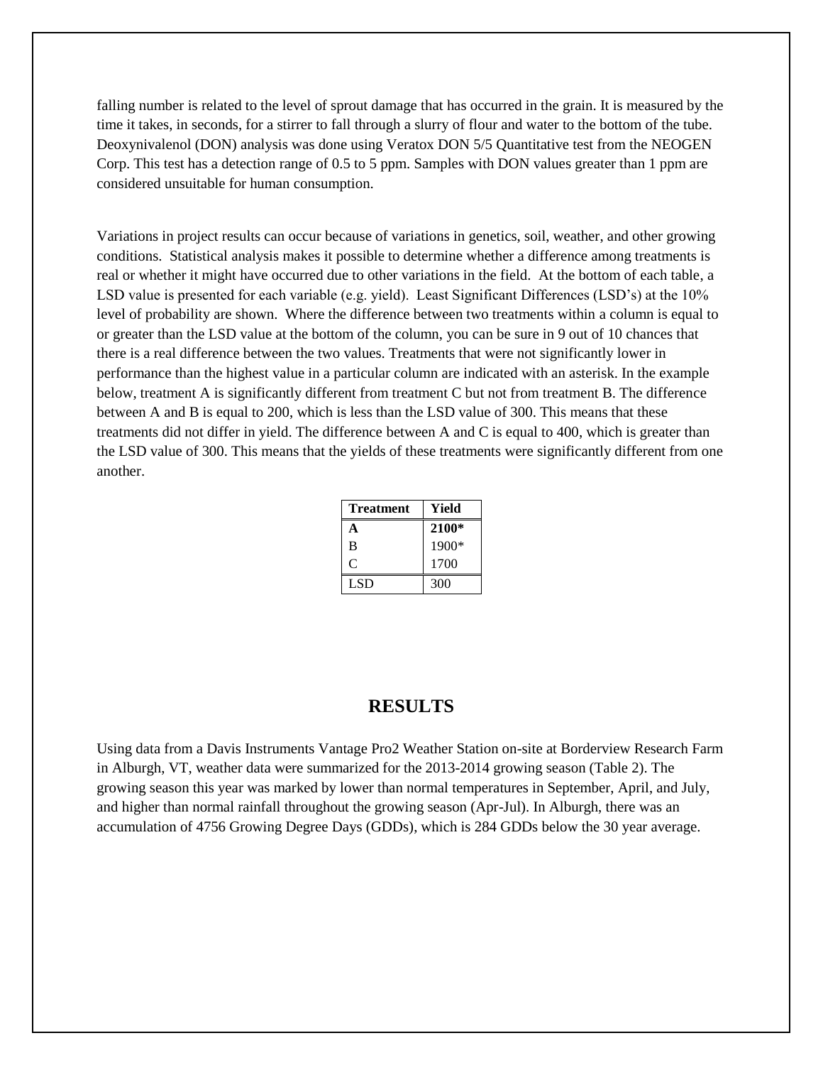falling number is related to the level of sprout damage that has occurred in the grain. It is measured by the time it takes, in seconds, for a stirrer to fall through a slurry of flour and water to the bottom of the tube. Deoxynivalenol (DON) analysis was done using Veratox DON 5/5 Quantitative test from the NEOGEN Corp. This test has a detection range of 0.5 to 5 ppm. Samples with DON values greater than 1 ppm are considered unsuitable for human consumption.

Variations in project results can occur because of variations in genetics, soil, weather, and other growing conditions. Statistical analysis makes it possible to determine whether a difference among treatments is real or whether it might have occurred due to other variations in the field. At the bottom of each table, a LSD value is presented for each variable (e.g. yield). Least Significant Differences (LSD's) at the 10% level of probability are shown. Where the difference between two treatments within a column is equal to or greater than the LSD value at the bottom of the column, you can be sure in 9 out of 10 chances that there is a real difference between the two values. Treatments that were not significantly lower in performance than the highest value in a particular column are indicated with an asterisk. In the example below, treatment A is significantly different from treatment C but not from treatment B. The difference between A and B is equal to 200, which is less than the LSD value of 300. This means that these treatments did not differ in yield. The difference between A and C is equal to 400, which is greater than the LSD value of 300. This means that the yields of these treatments were significantly different from one another.

| Treatment | Yield |
|---|---|
| **A** | **2100*** |
| B | 1900* |
| C | 1700 |
| LSD | 300 |

## RESULTS

Using data from a Davis Instruments Vantage Pro2 Weather Station on-site at Borderview Research Farm in Alburgh, VT, weather data were summarized for the 2013-2014 growing season (Table 2). The growing season this year was marked by lower than normal temperatures in September, April, and July, and higher than normal rainfall throughout the growing season (Apr-Jul). In Alburgh, there was an accumulation of 4756 Growing Degree Days (GDDs), which is 284 GDDs below the 30 year average.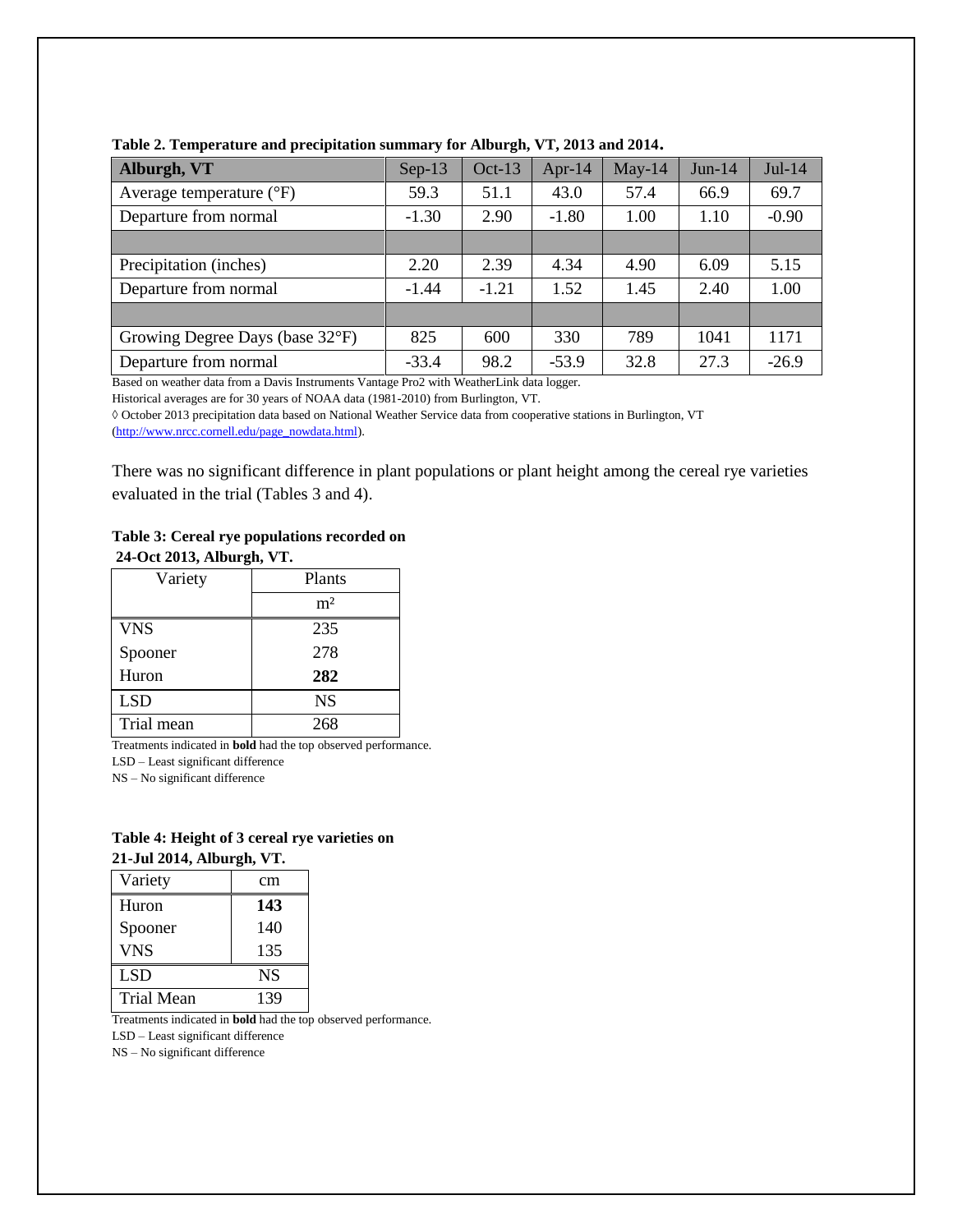**Table 2. Temperature and precipitation summary for Alburgh, VT, 2013 and 2014.**

| Alburgh, VT | Sep-13 | Oct-13 | Apr-14 | May-14 | Jun-14 | Jul-14 |
|---|---|---|---|---|---|---|
| Average temperature (°F) | 59.3 | 51.1 | 43.0 | 57.4 | 66.9 | 69.7 |
| Departure from normal | -1.30 | 2.90 | -1.80 | 1.00 | 1.10 | -0.90 |
| | | | | | | |
| Precipitation (inches) | 2.20 | 2.39 | 4.34 | 4.90 | 6.09 | 5.15 |
| Departure from normal | -1.44 | -1.21 | 1.52 | 1.45 | 2.40 | 1.00 |
| | | | | | | |
| Growing Degree Days (base 32°F) | 825 | 600 | 330 | 789 | 1041 | 1171 |
| Departure from normal | -33.4 | 98.2 | -53.9 | 32.8 | 27.3 | -26.9 |

Based on weather data from a Davis Instruments Vantage Pro2 with WeatherLink data logger.
Historical averages are for 30 years of NOAA data (1981-2010) from Burlington, VT.
◊ October 2013 precipitation data based on National Weather Service data from cooperative stations in Burlington, VT (http://www.nrcc.cornell.edu/page_nowdata.html).

There was no significant difference in plant populations or plant height among the cereal rye varieties evaluated in the trial (Tables 3 and 4).

**Table 3: Cereal rye populations recorded on 24-Oct 2013, Alburgh, VT.**

| Variety | Plants |
|---|---|
| | $m^2$ |
| VNS | 235 |
| Spooner | 278 |
| Huron | **282** |
| LSD | NS |
| Trial mean | 268 |

Treatments indicated in **bold** had the top observed performance.
LSD – Least significant difference
NS – No significant difference

**Table 4: Height of 3 cereal rye varieties on 21-Jul 2014, Alburgh, VT.**

| Variety | cm |
|---|---|
| Huron | **143** |
| Spooner | 140 |
| VNS | 135 |
| LSD | NS |
| Trial Mean | 139 |

Treatments indicated in **bold** had the top observed performance.
LSD – Least significant difference
NS – No significant difference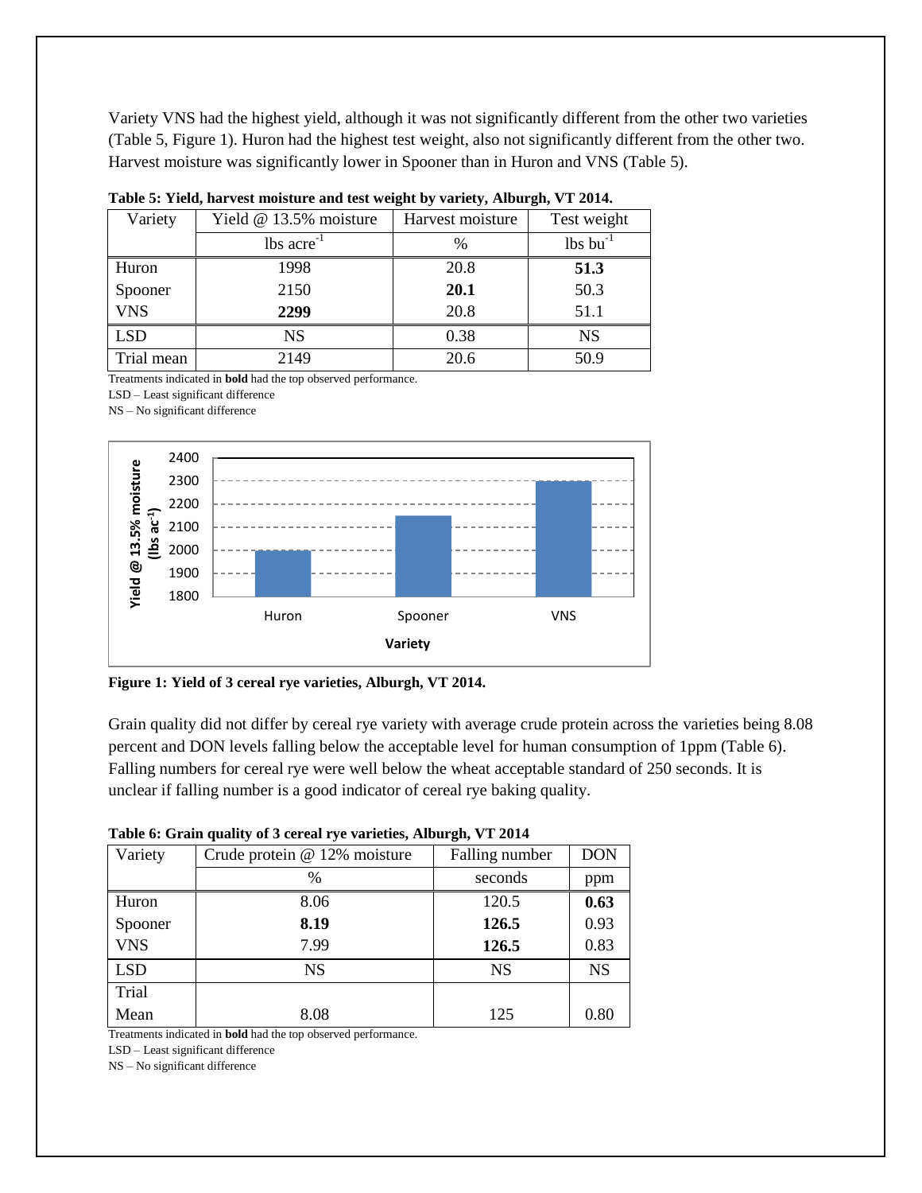Variety VNS had the highest yield, although it was not significantly different from the other two varieties (Table 5, Figure 1). Huron had the highest test weight, also not significantly different from the other two. Harvest moisture was significantly lower in Spooner than in Huron and VNS (Table 5).

**Table 5: Yield, harvest moisture and test weight by variety, Alburgh, VT 2014.**

| Variety | Yield @ 13.5% moisture | Harvest moisture | Test weight |
|---|---|---|---|
| | lbs acre$^{-1}$ | % | lbs bu$^{-1}$ |
| Huron | 1998 | 20.8 | **51.3** |
| Spooner | 2150 | **20.1** | 50.3 |
| VNS | **2299** | 20.8 | 51.1 |
| LSD | NS | 0.38 | NS |
| Trial mean | 2149 | 20.6 | 50.9 |

Treatments indicated in **bold** had the top observed performance.
LSD – Least significant difference
NS – No significant difference

**Figure 1: Yield of 3 cereal rye varieties, Alburgh, VT 2014.**

Grain quality did not differ by cereal rye variety with average crude protein across the varieties being 8.08 percent and DON levels falling below the acceptable level for human consumption of 1ppm (Table 6). Falling numbers for cereal rye were well below the wheat acceptable standard of 250 seconds. It is unclear if falling number is a good indicator of cereal rye baking quality.

**Table 6: Grain quality of 3 cereal rye varieties, Alburgh, VT 2014**

| Variety | Crude protein @ 12% moisture | Falling number | DON |
|---|---|---|---|
| | % | seconds | ppm |
| Huron | 8.06 | 120.5 | **0.63** |
| Spooner | **8.19** | **126.5** | 0.93 |
| VNS | 7.99 | **126.5** | 0.83 |
| LSD | NS | NS | NS |
| Trial Mean | 8.08 | 125 | 0.80 |

Treatments indicated in **bold** had the top observed performance.
LSD – Least significant difference
NS – No significant difference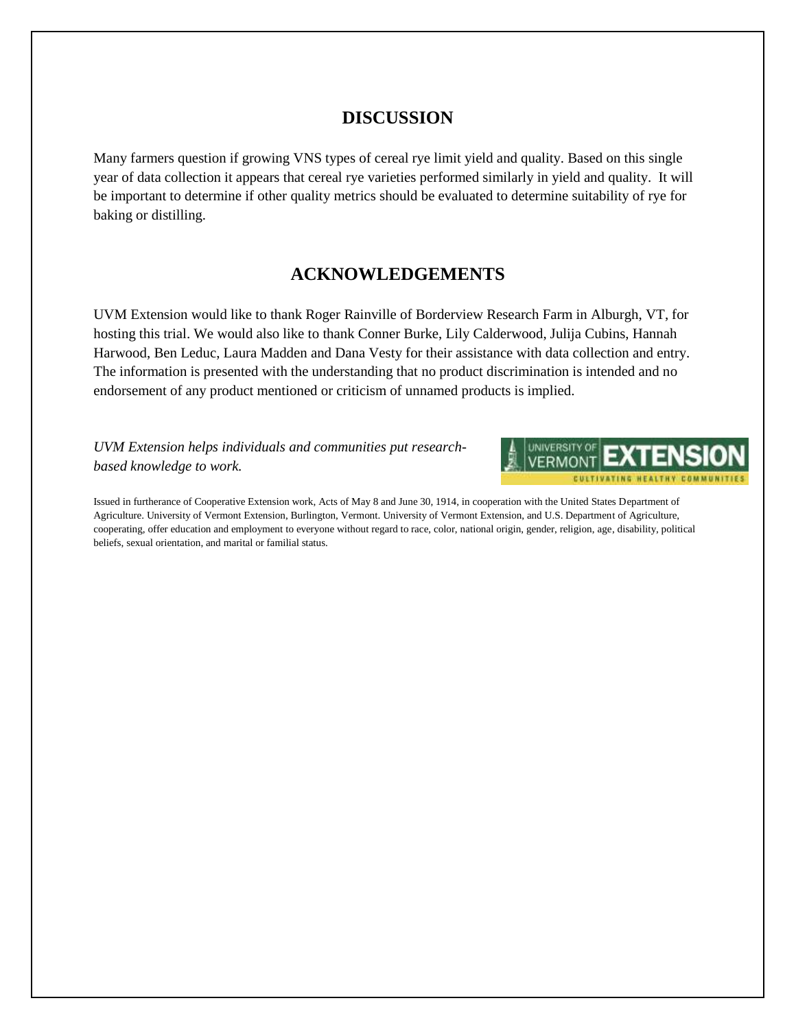## DISCUSSION

Many farmers question if growing VNS types of cereal rye limit yield and quality. Based on this single year of data collection it appears that cereal rye varieties performed similarly in yield and quality. It will be important to determine if other quality metrics should be evaluated to determine suitability of rye for baking or distilling.

## ACKNOWLEDGEMENTS

UVM Extension would like to thank Roger Rainville of Borderview Research Farm in Alburgh, VT, for hosting this trial. We would also like to thank Conner Burke, Lily Calderwood, Julija Cubins, Hannah Harwood, Ben Leduc, Laura Madden and Dana Vesty for their assistance with data collection and entry. The information is presented with the understanding that no product discrimination is intended and no endorsement of any product mentioned or criticism of unnamed products is implied.

*UVM Extension helps individuals and communities put research-based knowledge to work.*

UNIVERSITY OF VERMONT EXTENSION
CULTIVATING HEALTHY COMMUNITIES

Issued in furtherance of Cooperative Extension work, Acts of May 8 and June 30, 1914, in cooperation with the United States Department of Agriculture. University of Vermont Extension, Burlington, Vermont. University of Vermont Extension, and U.S. Department of Agriculture, cooperating, offer education and employment to everyone without regard to race, color, national origin, gender, religion, age, disability, political beliefs, sexual orientation, and marital or familial status.